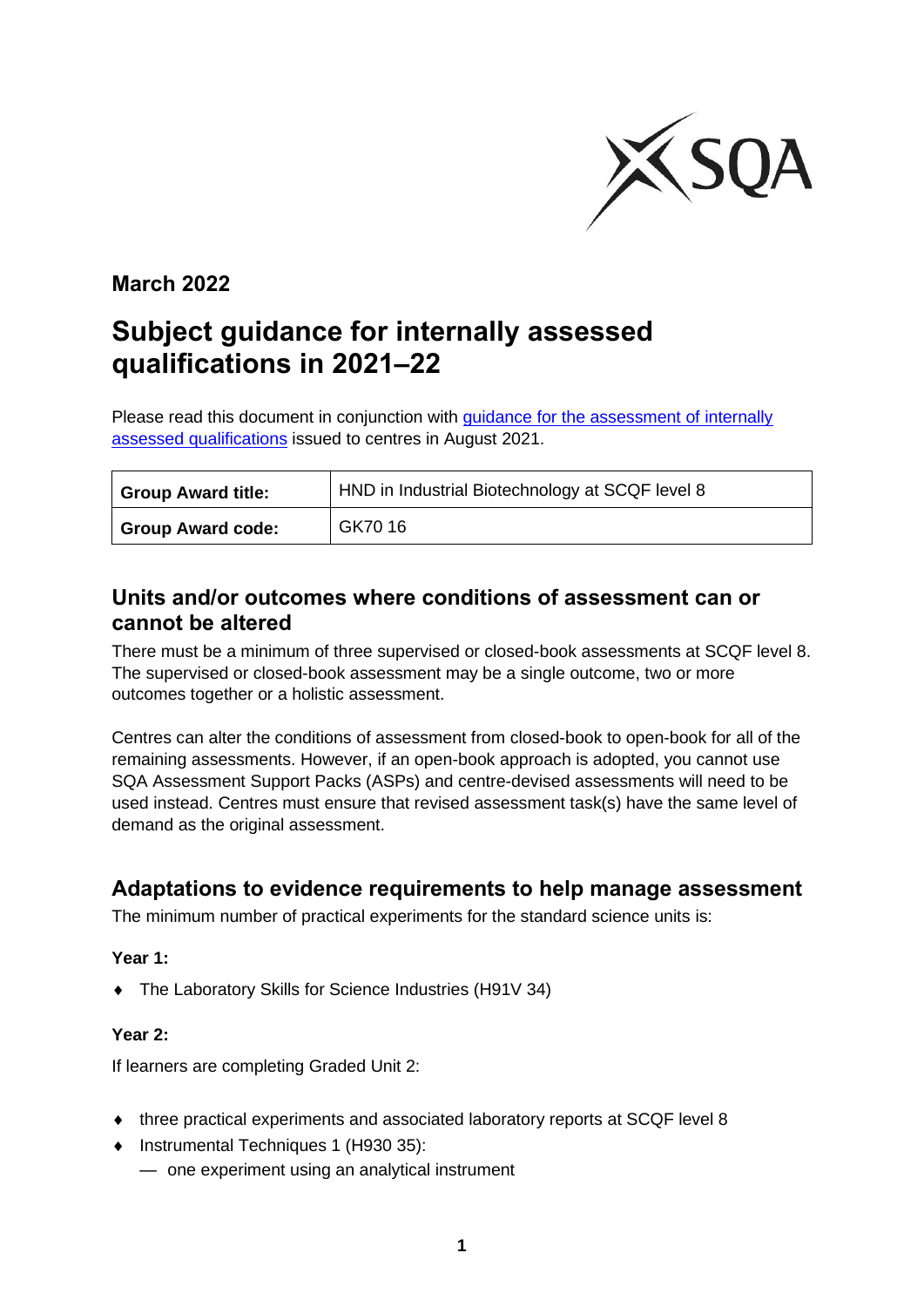**March 2022**

# Subject guidance for internally assessed qualifications in 2021–22

Please read this document in conjunction with [guidance for the assessment of internally assessed qualifications]() issued to centres in August 2021.

| **Group Award title:** | HND in Industrial Biotechnology at SCQF level 8 |
| --- | --- |
| **Group Award code:** | GK70 16 |

## Units and/or outcomes where conditions of assessment can or cannot be altered

There must be a minimum of three supervised or closed-book assessments at SCQF level 8. The supervised or closed-book assessment may be a single outcome, two or more outcomes together or a holistic assessment.

Centres can alter the conditions of assessment from closed-book to open-book for all of the remaining assessments. However, if an open-book approach is adopted, you cannot use SQA Assessment Support Packs (ASPs) and centre-devised assessments will need to be used instead. Centres must ensure that revised assessment task(s) have the same level of demand as the original assessment.

## Adaptations to evidence requirements to help manage assessment

The minimum number of practical experiments for the standard science units is:

**Year 1:**

- The Laboratory Skills for Science Industries (H91V 34)

**Year 2:**

If learners are completing Graded Unit 2:

- three practical experiments and associated laboratory reports at SCQF level 8
- Instrumental Techniques 1 (H930 35):
  - one experiment using an analytical instrument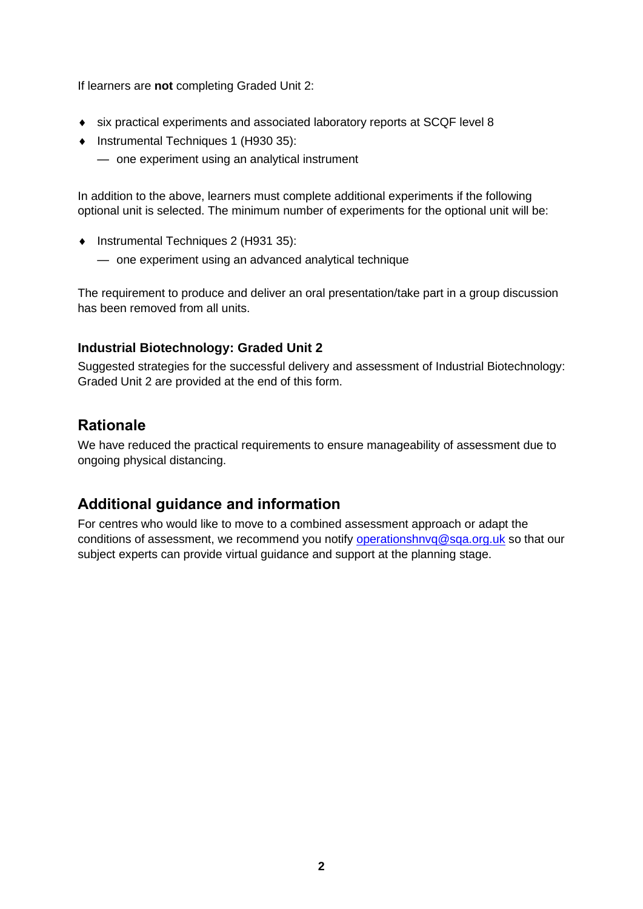If learners are **not** completing Graded Unit 2:

- six practical experiments and associated laboratory reports at SCQF level 8
- Instrumental Techniques 1 (H930 35):
  - one experiment using an analytical instrument

In addition to the above, learners must complete additional experiments if the following optional unit is selected. The minimum number of experiments for the optional unit will be:

- Instrumental Techniques 2 (H931 35):
  - one experiment using an advanced analytical technique

The requirement to produce and deliver an oral presentation/take part in a group discussion has been removed from all units.

### Industrial Biotechnology: Graded Unit 2

Suggested strategies for the successful delivery and assessment of Industrial Biotechnology: Graded Unit 2 are provided at the end of this form.

## Rationale

We have reduced the practical requirements to ensure manageability of assessment due to ongoing physical distancing.

## Additional guidance and information

For centres who would like to move to a combined assessment approach or adapt the conditions of assessment, we recommend you notify [operationshnvq@sqa.org.uk](mailto:operationshnvq@sqa.org.uk) so that our subject experts can provide virtual guidance and support at the planning stage.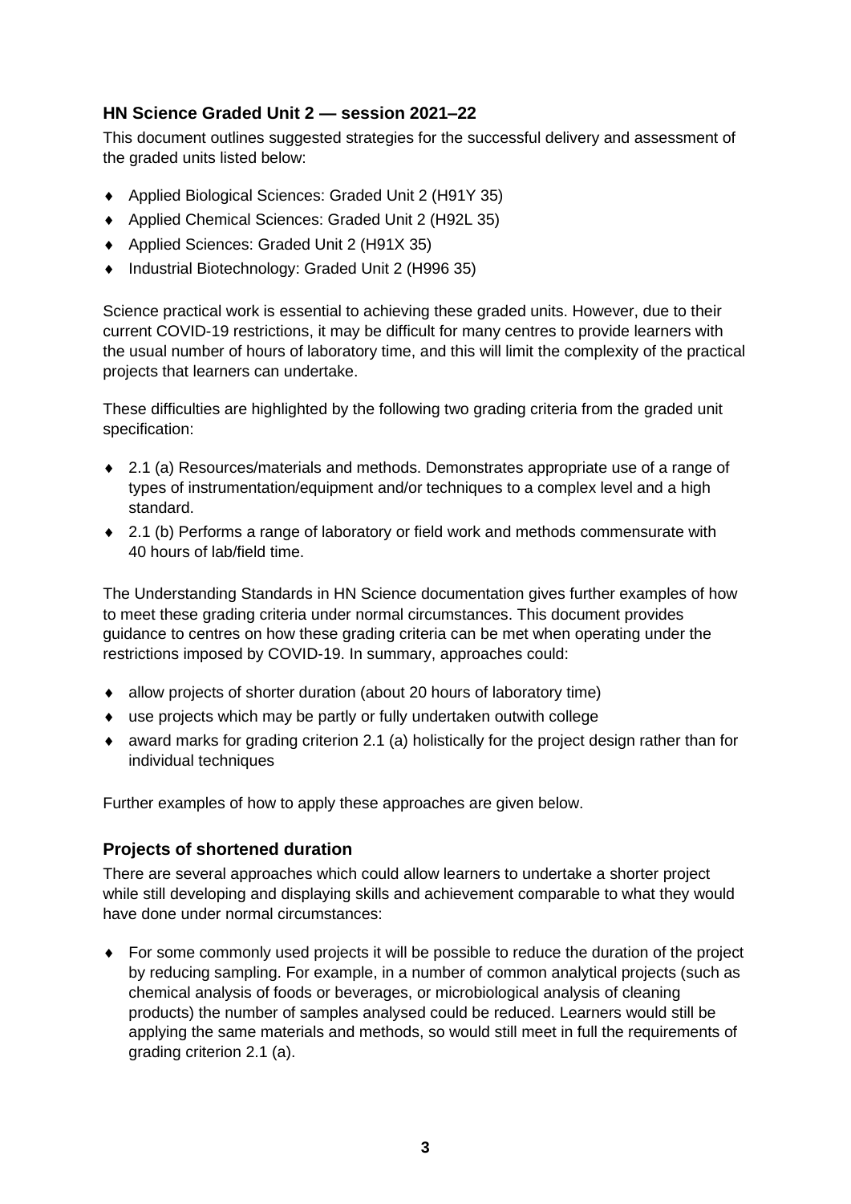## HN Science Graded Unit 2 — session 2021–22

This document outlines suggested strategies for the successful delivery and assessment of the graded units listed below:

- Applied Biological Sciences: Graded Unit 2 (H91Y 35)
- Applied Chemical Sciences: Graded Unit 2 (H92L 35)
- Applied Sciences: Graded Unit 2 (H91X 35)
- Industrial Biotechnology: Graded Unit 2 (H996 35)

Science practical work is essential to achieving these graded units. However, due to their current COVID-19 restrictions, it may be difficult for many centres to provide learners with the usual number of hours of laboratory time, and this will limit the complexity of the practical projects that learners can undertake.

These difficulties are highlighted by the following two grading criteria from the graded unit specification:

- 2.1 (a) Resources/materials and methods. Demonstrates appropriate use of a range of types of instrumentation/equipment and/or techniques to a complex level and a high standard.
- 2.1 (b) Performs a range of laboratory or field work and methods commensurate with 40 hours of lab/field time.

The Understanding Standards in HN Science documentation gives further examples of how to meet these grading criteria under normal circumstances. This document provides guidance to centres on how these grading criteria can be met when operating under the restrictions imposed by COVID-19. In summary, approaches could:

- allow projects of shorter duration (about 20 hours of laboratory time)
- use projects which may be partly or fully undertaken outwith college
- award marks for grading criterion 2.1 (a) holistically for the project design rather than for individual techniques

Further examples of how to apply these approaches are given below.

## Projects of shortened duration

There are several approaches which could allow learners to undertake a shorter project while still developing and displaying skills and achievement comparable to what they would have done under normal circumstances:

- For some commonly used projects it will be possible to reduce the duration of the project by reducing sampling. For example, in a number of common analytical projects (such as chemical analysis of foods or beverages, or microbiological analysis of cleaning products) the number of samples analysed could be reduced. Learners would still be applying the same materials and methods, so would still meet in full the requirements of grading criterion 2.1 (a).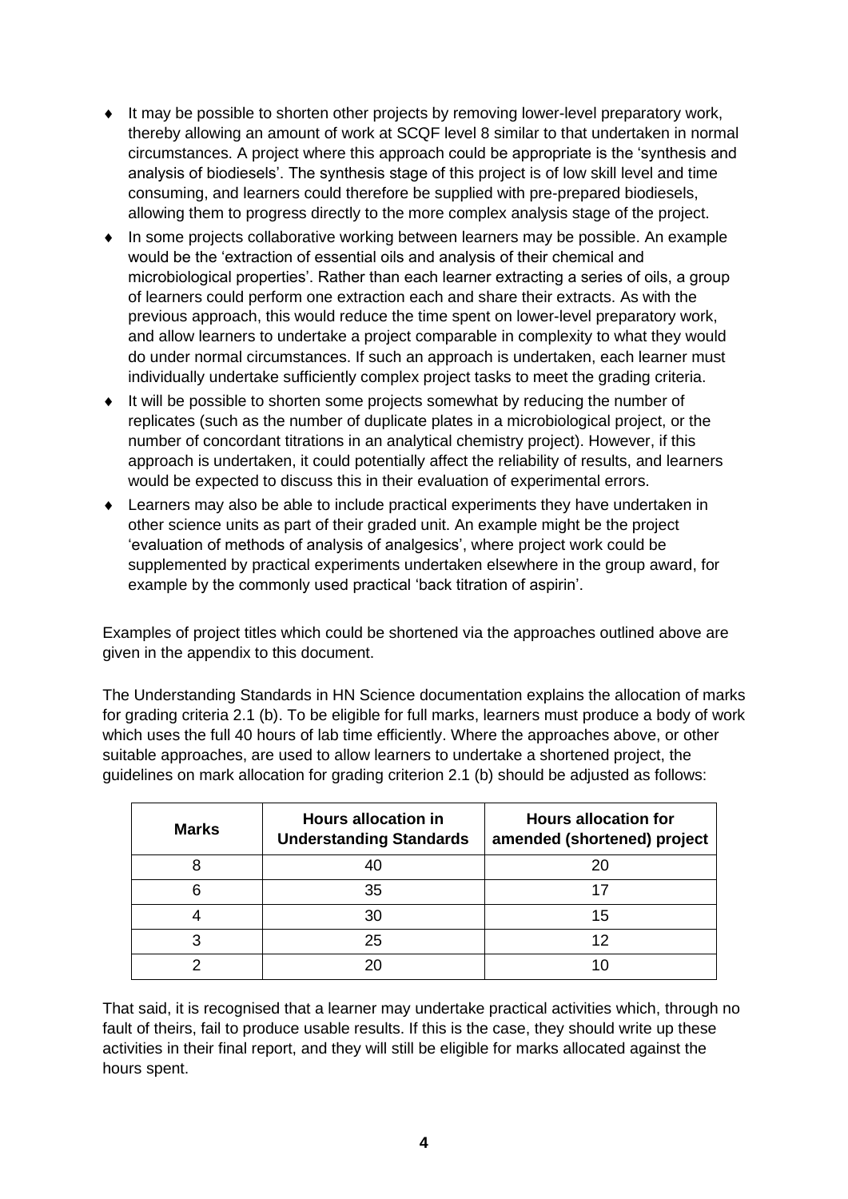- It may be possible to shorten other projects by removing lower-level preparatory work, thereby allowing an amount of work at SCQF level 8 similar to that undertaken in normal circumstances. A project where this approach could be appropriate is the 'synthesis and analysis of biodiesels'. The synthesis stage of this project is of low skill level and time consuming, and learners could therefore be supplied with pre-prepared biodiesels, allowing them to progress directly to the more complex analysis stage of the project.
- In some projects collaborative working between learners may be possible. An example would be the 'extraction of essential oils and analysis of their chemical and microbiological properties'. Rather than each learner extracting a series of oils, a group of learners could perform one extraction each and share their extracts. As with the previous approach, this would reduce the time spent on lower-level preparatory work, and allow learners to undertake a project comparable in complexity to what they would do under normal circumstances. If such an approach is undertaken, each learner must individually undertake sufficiently complex project tasks to meet the grading criteria.
- It will be possible to shorten some projects somewhat by reducing the number of replicates (such as the number of duplicate plates in a microbiological project, or the number of concordant titrations in an analytical chemistry project). However, if this approach is undertaken, it could potentially affect the reliability of results, and learners would be expected to discuss this in their evaluation of experimental errors.
- Learners may also be able to include practical experiments they have undertaken in other science units as part of their graded unit. An example might be the project 'evaluation of methods of analysis of analgesics', where project work could be supplemented by practical experiments undertaken elsewhere in the group award, for example by the commonly used practical 'back titration of aspirin'.

Examples of project titles which could be shortened via the approaches outlined above are given in the appendix to this document.

The Understanding Standards in HN Science documentation explains the allocation of marks for grading criteria 2.1 (b). To be eligible for full marks, learners must produce a body of work which uses the full 40 hours of lab time efficiently. Where the approaches above, or other suitable approaches, are used to allow learners to undertake a shortened project, the guidelines on mark allocation for grading criterion 2.1 (b) should be adjusted as follows:

| Marks | Hours allocation in Understanding Standards | Hours allocation for amended (shortened) project |
|---|---|---|
| 8 | 40 | 20 |
| 6 | 35 | 17 |
| 4 | 30 | 15 |
| 3 | 25 | 12 |
| 2 | 20 | 10 |

That said, it is recognised that a learner may undertake practical activities which, through no fault of theirs, fail to produce usable results. If this is the case, they should write up these activities in their final report, and they will still be eligible for marks allocated against the hours spent.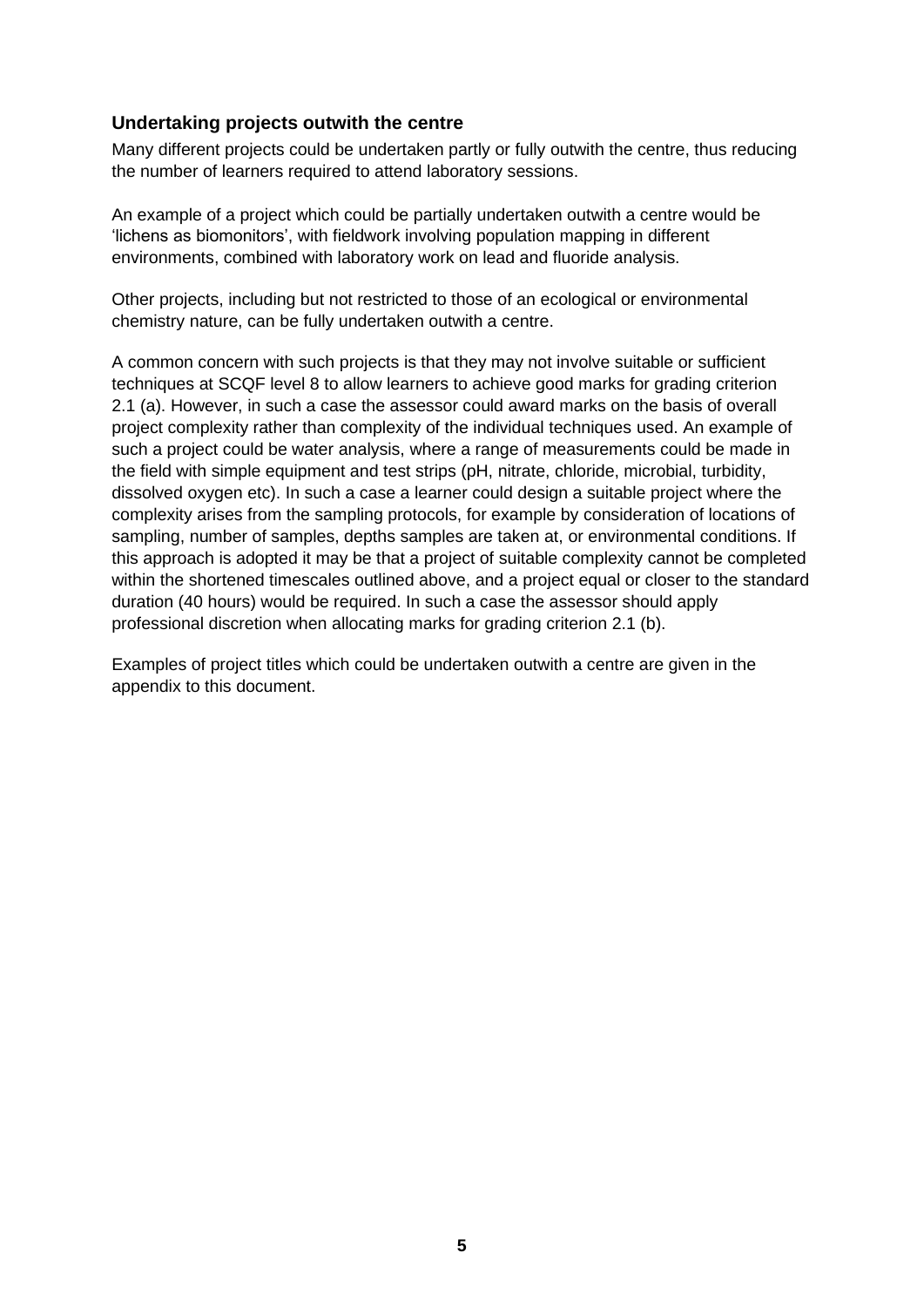### Undertaking projects outwith the centre

Many different projects could be undertaken partly or fully outwith the centre, thus reducing the number of learners required to attend laboratory sessions.

An example of a project which could be partially undertaken outwith a centre would be 'lichens as biomonitors', with fieldwork involving population mapping in different environments, combined with laboratory work on lead and fluoride analysis.

Other projects, including but not restricted to those of an ecological or environmental chemistry nature, can be fully undertaken outwith a centre.

A common concern with such projects is that they may not involve suitable or sufficient techniques at SCQF level 8 to allow learners to achieve good marks for grading criterion 2.1 (a). However, in such a case the assessor could award marks on the basis of overall project complexity rather than complexity of the individual techniques used. An example of such a project could be water analysis, where a range of measurements could be made in the field with simple equipment and test strips (pH, nitrate, chloride, microbial, turbidity, dissolved oxygen etc). In such a case a learner could design a suitable project where the complexity arises from the sampling protocols, for example by consideration of locations of sampling, number of samples, depths samples are taken at, or environmental conditions. If this approach is adopted it may be that a project of suitable complexity cannot be completed within the shortened timescales outlined above, and a project equal or closer to the standard duration (40 hours) would be required. In such a case the assessor should apply professional discretion when allocating marks for grading criterion 2.1 (b).

Examples of project titles which could be undertaken outwith a centre are given in the appendix to this document.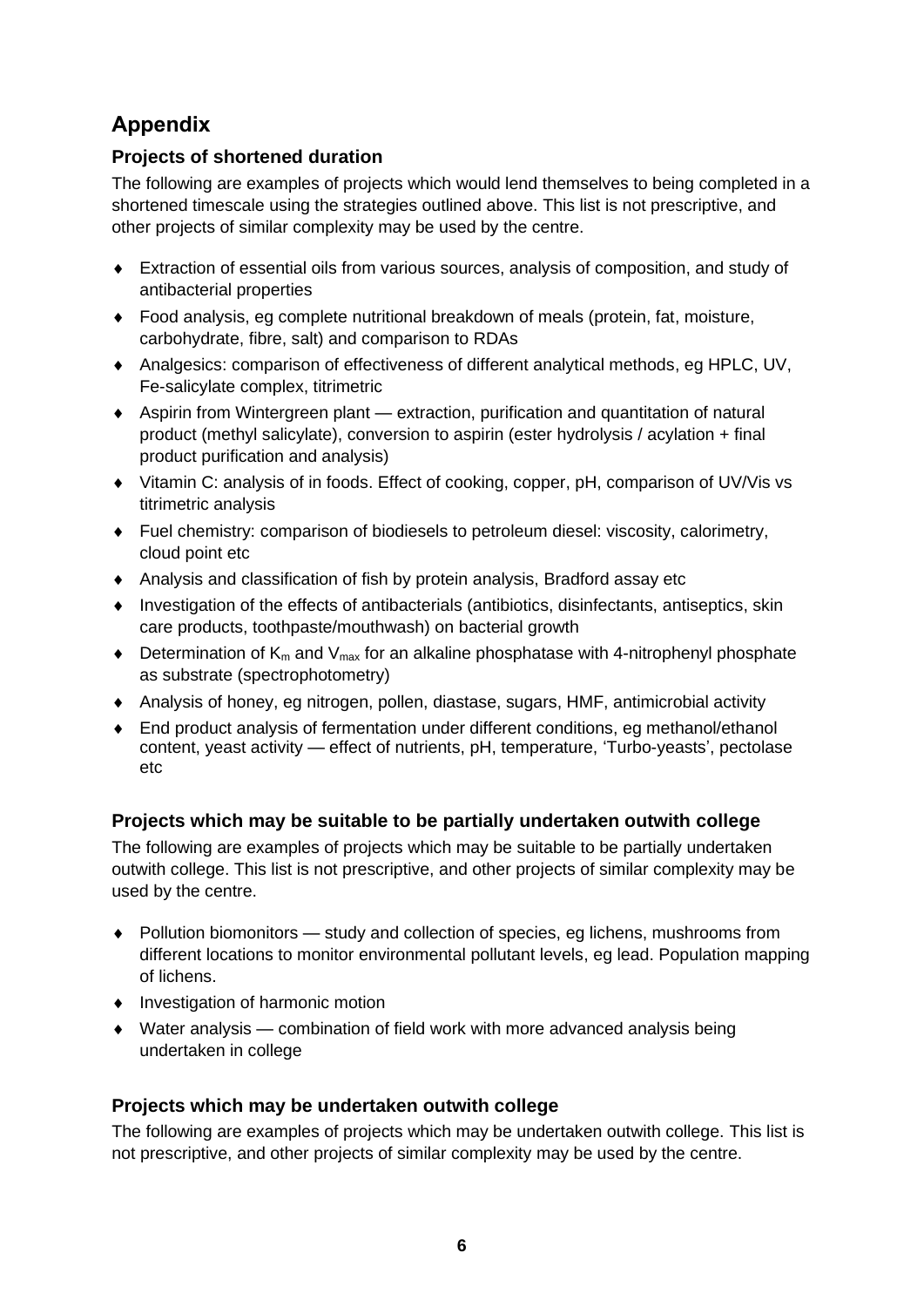# Appendix

## Projects of shortened duration

The following are examples of projects which would lend themselves to being completed in a shortened timescale using the strategies outlined above. This list is not prescriptive, and other projects of similar complexity may be used by the centre.

- Extraction of essential oils from various sources, analysis of composition, and study of antibacterial properties
- Food analysis, eg complete nutritional breakdown of meals (protein, fat, moisture, carbohydrate, fibre, salt) and comparison to RDAs
- Analgesics: comparison of effectiveness of different analytical methods, eg HPLC, UV, Fe-salicylate complex, titrimetric
- Aspirin from Wintergreen plant — extraction, purification and quantitation of natural product (methyl salicylate), conversion to aspirin (ester hydrolysis / acylation + final product purification and analysis)
- Vitamin C: analysis of in foods. Effect of cooking, copper, pH, comparison of UV/Vis vs titrimetric analysis
- Fuel chemistry: comparison of biodiesels to petroleum diesel: viscosity, calorimetry, cloud point etc
- Analysis and classification of fish by protein analysis, Bradford assay etc
- Investigation of the effects of antibacterials (antibiotics, disinfectants, antiseptics, skin care products, toothpaste/mouthwash) on bacterial growth
- Determination of $K_m$ and $V_{max}$ for an alkaline phosphatase with 4-nitrophenyl phosphate as substrate (spectrophotometry)
- Analysis of honey, eg nitrogen, pollen, diastase, sugars, HMF, antimicrobial activity
- End product analysis of fermentation under different conditions, eg methanol/ethanol content, yeast activity — effect of nutrients, pH, temperature, 'Turbo-yeasts', pectolase etc

## Projects which may be suitable to be partially undertaken outwith college

The following are examples of projects which may be suitable to be partially undertaken outwith college. This list is not prescriptive, and other projects of similar complexity may be used by the centre.

- Pollution biomonitors — study and collection of species, eg lichens, mushrooms from different locations to monitor environmental pollutant levels, eg lead. Population mapping of lichens.
- Investigation of harmonic motion
- Water analysis — combination of field work with more advanced analysis being undertaken in college

## Projects which may be undertaken outwith college

The following are examples of projects which may be undertaken outwith college. This list is not prescriptive, and other projects of similar complexity may be used by the centre.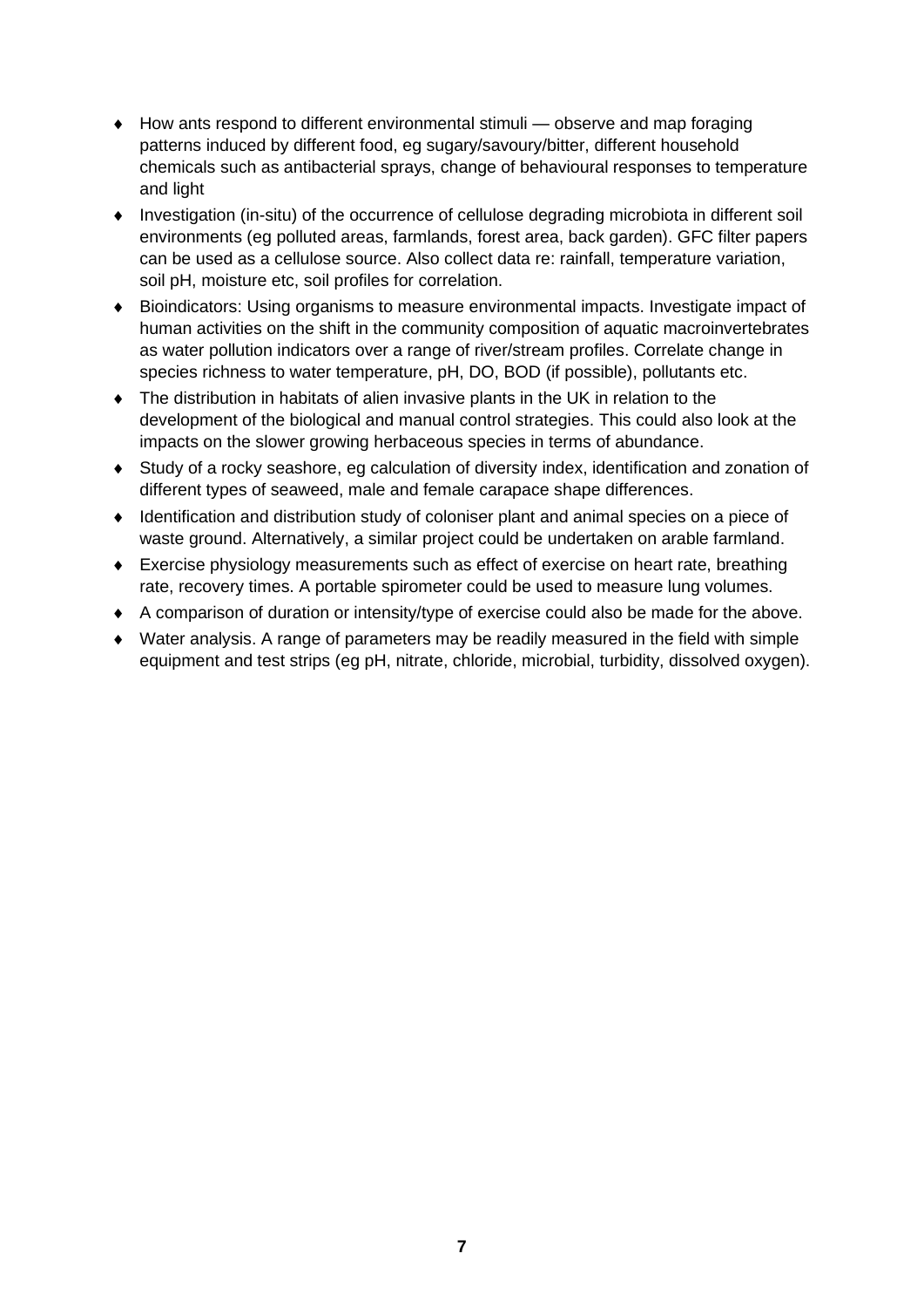- How ants respond to different environmental stimuli — observe and map foraging patterns induced by different food, eg sugary/savoury/bitter, different household chemicals such as antibacterial sprays, change of behavioural responses to temperature and light
- Investigation (in-situ) of the occurrence of cellulose degrading microbiota in different soil environments (eg polluted areas, farmlands, forest area, back garden). GFC filter papers can be used as a cellulose source. Also collect data re: rainfall, temperature variation, soil pH, moisture etc, soil profiles for correlation.
- Bioindicators: Using organisms to measure environmental impacts. Investigate impact of human activities on the shift in the community composition of aquatic macroinvertebrates as water pollution indicators over a range of river/stream profiles. Correlate change in species richness to water temperature, pH, DO, BOD (if possible), pollutants etc.
- The distribution in habitats of alien invasive plants in the UK in relation to the development of the biological and manual control strategies. This could also look at the impacts on the slower growing herbaceous species in terms of abundance.
- Study of a rocky seashore, eg calculation of diversity index, identification and zonation of different types of seaweed, male and female carapace shape differences.
- Identification and distribution study of coloniser plant and animal species on a piece of waste ground. Alternatively, a similar project could be undertaken on arable farmland.
- Exercise physiology measurements such as effect of exercise on heart rate, breathing rate, recovery times. A portable spirometer could be used to measure lung volumes.
- A comparison of duration or intensity/type of exercise could also be made for the above.
- Water analysis. A range of parameters may be readily measured in the field with simple equipment and test strips (eg pH, nitrate, chloride, microbial, turbidity, dissolved oxygen).